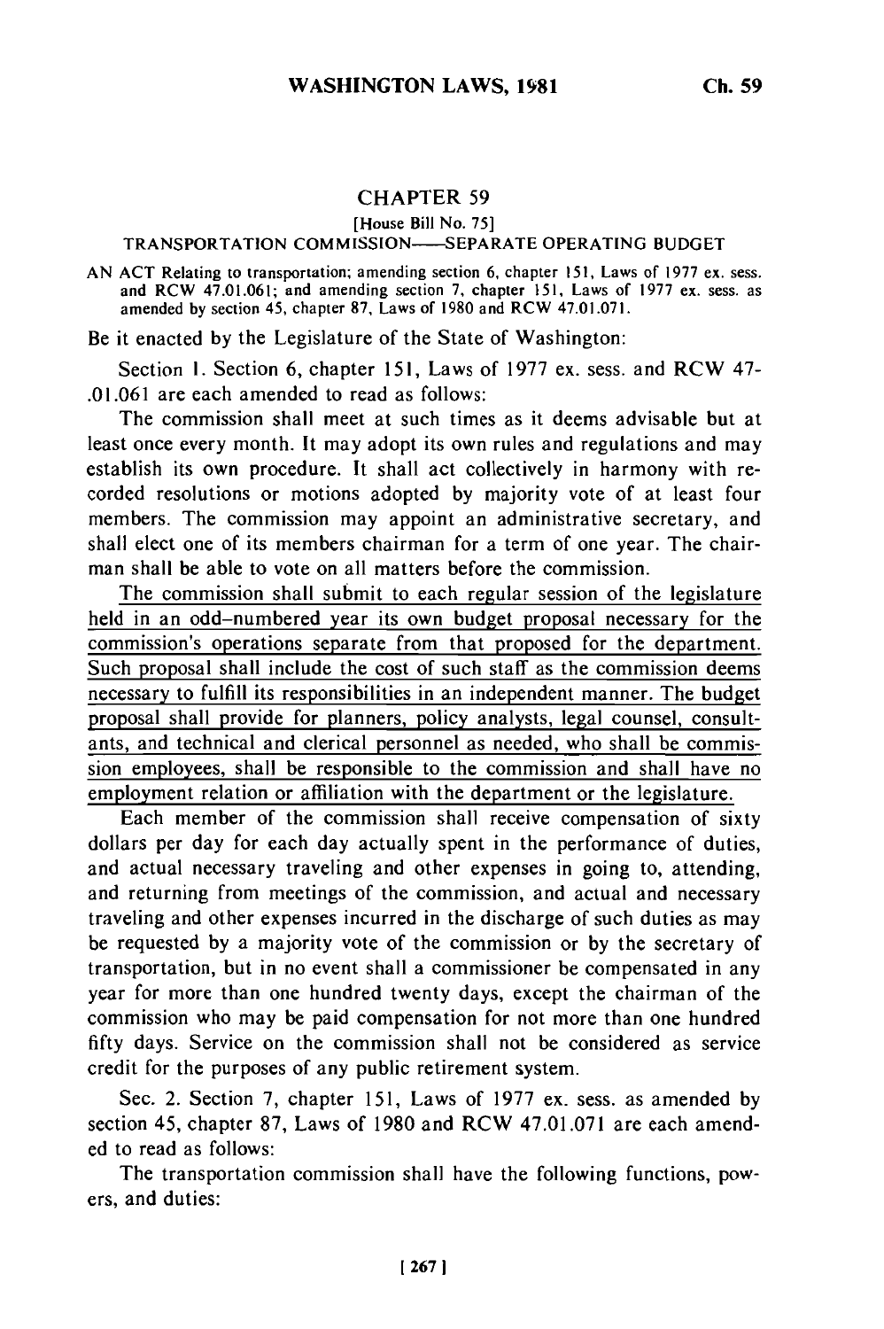# CHAPTER 59

[House Bill No. 75]

TRANSPORTATION COMMISSION——SEPARATE OPERATING BUDGET

AN ACT Relating to transportation; amending section 6, chapter 151, Laws of 1977 ex. sess. and RCW 47.01.061; and amending section 7, chapter 151, Laws of 1977 ex. sess. as amended by section 45, chapter 87, Laws of 1980 and RCW 47.01.071.

Be it enacted by the Legislature of the State of Washington:

Section 1. Section 6, chapter 151, Laws of 1977 ex. sess. and RCW 47-.01.061 are each amended to read as follows:

The commission shall meet at such times as it deems advisable but at least once every month. It may adopt its own rules and regulations and may establish its own procedure. It shall act collectively in harmony with recorded resolutions or motions adopted by majority vote of at least four members. The commission may appoint an administrative secretary, and shall elect one of its members chairman for a term of one year. The chairman shall be able to vote on all matters before the commission.

The commission shall submit to each regular session of the legislature held in an odd-numbered year its own budget proposal necessary for the commission's operations separate from that proposed for the department. Such proposal shall include the cost of such staff as the commission deems necessary to fulfill its responsibilities in an independent manner. The budget proposal shall provide for planners, policy analysts, legal counsel, consultants, and technical and clerical personnel as needed, who shall be commission employees, shall be responsible to the commission and shall have no employment relation or affiliation with the department or the legislature.

Each member of the commission shall receive compensation of sixty dollars per day for each day actually spent in the performance of duties, and actual necessary traveling and other expenses in going to, attending, and returning from meetings of the commission, and actual and necessary traveling and other expenses incurred in the discharge of such duties as may be requested by a majority vote of the commission or by the secretary of transportation, but in no event shall a commissioner be compensated in any year for more than one hundred twenty days, except the chairman of the commission who may be paid compensation for not more than one hundred fifty days. Service on the commission shall not be considered as service credit for the purposes of any public retirement system.

Sec. 2. Section 7, chapter 151, Laws of 1977 ex. sess. as amended by section 45, chapter 87, Laws of 1980 and RCW 47.01.071 are each amended to read as follows:

The transportation commission shall have the following functions, powers, and duties: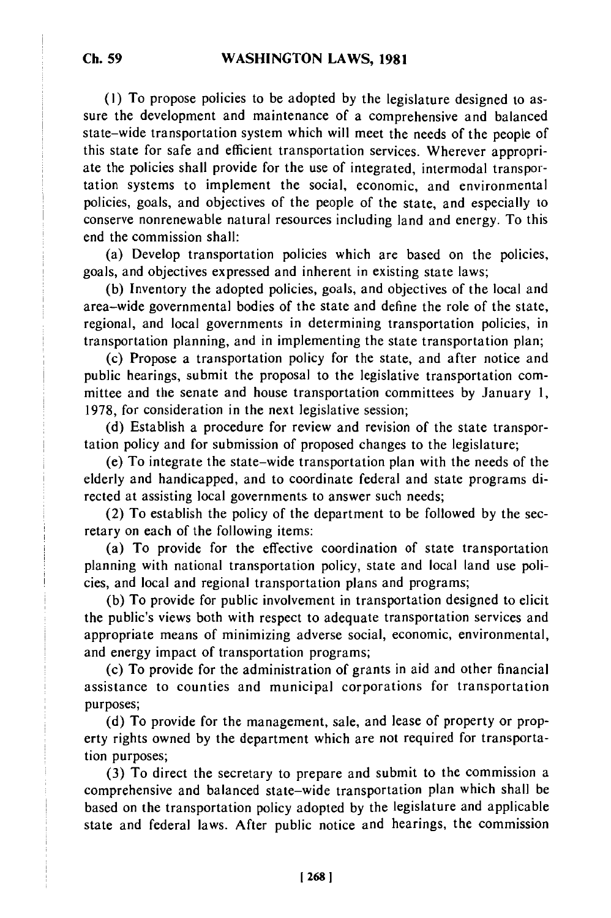(1) To propose policies to be adopted by the legislature designed to assure the development and maintenance of a comprehensive and balanced state-wide transportation system which will meet the needs of the people of this state for safe and efficient transportation services. Wherever appropriate the policies shall provide for the use of integrated, intermodal transportation systems to implement the social, economic, and environmental policies, goals, and objectives of the people of the state, and especially to conserve nonrenewable natural resources including land and energy. To this end the commission shall:

(a) Develop transportation policies which are based on the policies, goals, and objectives expressed and inherent in existing state laws;

(b) Inventory the adopted policies, goals, and objectives of the local and area-wide governmental bodies of the state and define the role of the state, regional, and local governments in determining transportation policies, in transportation planning, and in implementing the state transportation plan;

(c) Propose a transportation policy for the state, and after notice and public hearings, submit the proposal to the legislative transportation committee and the senate and house transportation committees by January 1, 1978, for consideration in the next legislative session;

(d) Establish a procedure for review and revision of the state transportation policy and for submission of proposed changes to the legislature;

(e) To integrate the state-wide transportation plan with the needs of the elderly and handicapped, and to coordinate federal and state programs directed at assisting local governments to answer such needs;

(2) To establish the policy of the department to be followed by the secretary on each of the following items:

(a) To provide for the effective coordination of state transportation planning with national transportation policy, state and local land use policies, and local and regional transportation plans and programs;

(b) To provide for public involvement in transportation designed to elicit the public's views both with respect to adequate transportation services and appropriate means of minimizing adverse social, economic, environmental, and energy impact of transportation programs;

(c) To provide for the administration of grants in aid and other financial assistance to counties and municipal corporations for transportation purposes;

(d) To provide for the management, sale, and lease of property or property rights owned by the department which are not required for transportation purposes;

(3) To direct the secretary to prepare and submit to the commission a comprehensive and balanced state-wide transportation plan which shall be based on the transportation policy adopted by the legislature and applicable state and federal laws. After public notice and hearings, the commission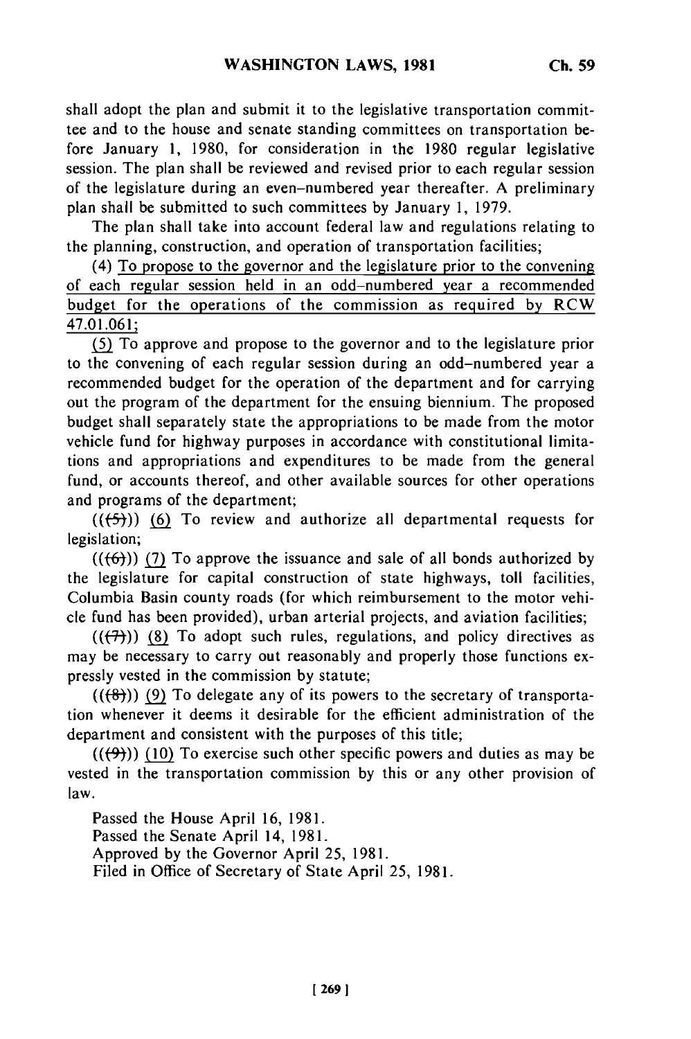shall adopt the plan and submit it to the legislative transportation committee and to the house and senate standing committees on transportation before January 1, 1980, for consideration in the 1980 regular legislative session. The plan shall be reviewed and revised prior to each regular session of the legislature during an even-numbered year thereafter. A preliminary plan shall be submitted to such committees by January 1, 1979.

The plan shall take into account federal law and regulations relating to the planning, construction, and operation of transportation facilities;

(4) To propose to the governor and the legislature prior to the convening of each regular session held in an odd-numbered year a recommended budget for the operations of the commission as required by RCW 47.01.061;

(5) To approve and propose to the governor and to the legislature prior to the convening of each regular session during an odd-numbered year a recommended budget for the operation of the department and for carrying out the program of the department for the ensuing biennium. The proposed budget shall separately state the appropriations to be made from the motor vehicle fund for highway purposes in accordance with constitutional limitations and appropriations and expenditures to be made from the general fund, or accounts thereof, and other available sources for other operations and programs of the department;

(((5))) (6) To review and authorize all departmental requests for legislation;

(((6))) (7) To approve the issuance and sale of all bonds authorized by the legislature for capital construction of state highways, toll facilities, Columbia Basin county roads (for which reimbursement to the motor vehicle fund has been provided), urban arterial projects, and aviation facilities;

(((7))) (8) To adopt such rules, regulations, and policy directives as may be necessary to carry out reasonably and properly those functions expressly vested in the commission by statute;

(((8))) (9) To delegate any of its powers to the secretary of transportation whenever it deems it desirable for the efficient administration of the department and consistent with the purposes of this title;

(((9))) (10) To exercise such other specific powers and duties as may be vested in the transportation commission by this or any other provision of law.

Passed the House April 16, 1981.
Passed the Senate April 14, 1981.
Approved by the Governor April 25, 1981.
Filed in Office of Secretary of State April 25, 1981.